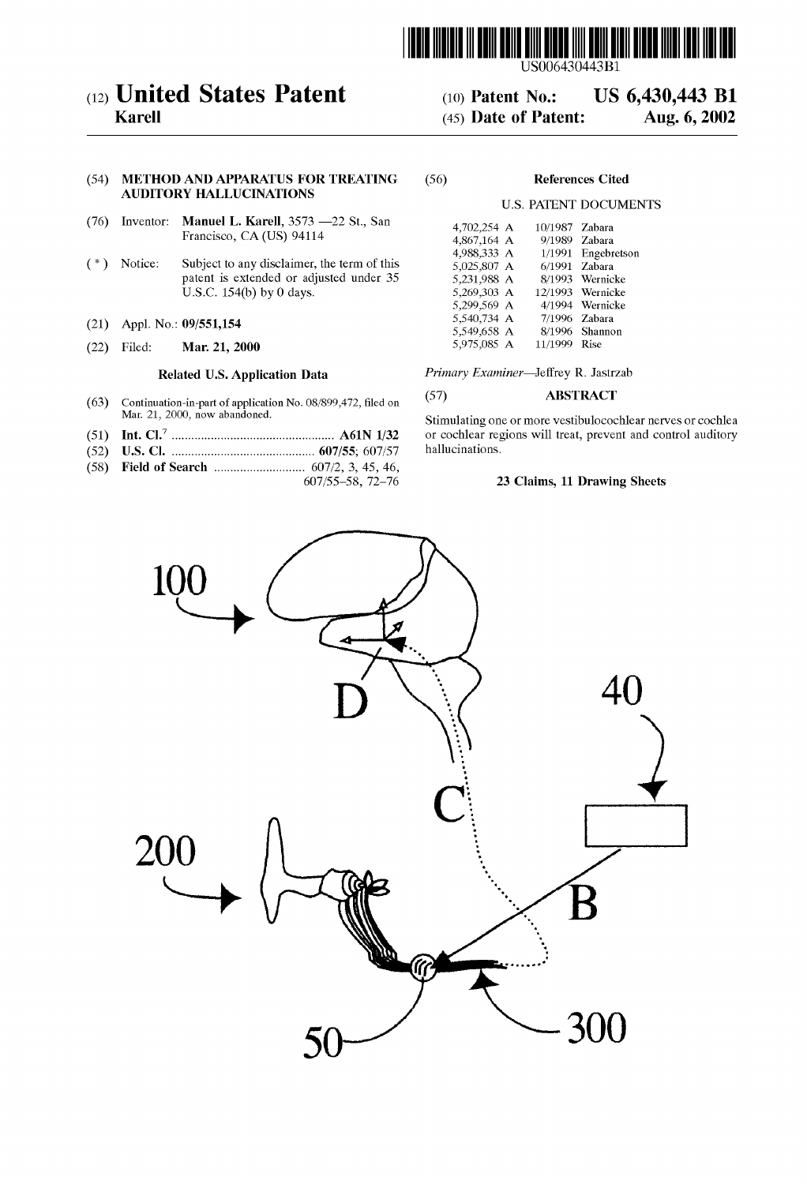# United States Patent

**Karell**

(10) **Patent No.:** US 6,430,443 B1

(45) **Date of Patent:** Aug. 6, 2002

(54) **METHOD AND APPARATUS FOR TREATING AUDITORY HALLUCINATIONS**

(76) Inventor: **Manuel L. Karell**, 3573 —22 St., San Francisco, CA (US) 94114

( * ) Notice: Subject to any disclaimer, the term of this patent is extended or adjusted under 35 U.S.C. 154(b) by 0 days.

(21) Appl. No.: **09/551,154**

(22) Filed: **Mar. 21, 2000**

### Related U.S. Application Data

(63) Continuation-in-part of application No. 08/899,472, filed on Mar. 21, 2000, now abandoned.

(51) **Int. Cl.**[7] .................................................. **A61N 1/32**

(52) **U.S. Cl.** ............................................ **607/55**; 607/57

(58) **Field of Search** ............................ 607/2, 3, 45, 46, 607/55–58, 72–76

(56) **References Cited**

U.S. PATENT DOCUMENTS

| | | |
|---|---|---|
| 4,702,254 A | 10/1987 | Zabara |
| 4,867,164 A | 9/1989 | Zabara |
| 4,988,333 A | 1/1991 | Engebretson |
| 5,025,807 A | 6/1991 | Zabara |
| 5,231,988 A | 8/1993 | Wernicke |
| 5,269,303 A | 12/1993 | Wernicke |
| 5,299,569 A | 4/1994 | Wernicke |
| 5,540,734 A | 7/1996 | Zabara |
| 5,549,658 A | 8/1996 | Shannon |
| 5,975,085 A | 11/1999 | Rise |

*Primary Examiner*—Jeffrey R. Jastrzab

(57) **ABSTRACT**

Stimulating one or more vestibulocochlear nerves or cochlea or cochlear regions will treat, prevent and control auditory hallucinations.

**23 Claims, 11 Drawing Sheets**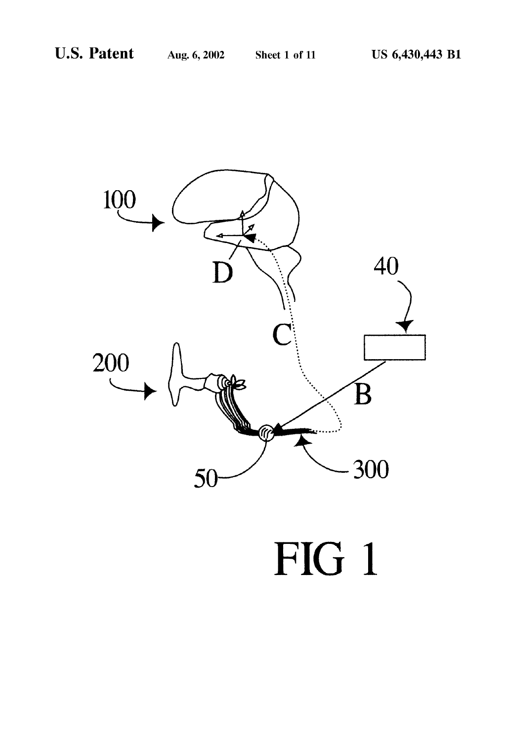100

D

C

40

200

B

50

300

FIG 1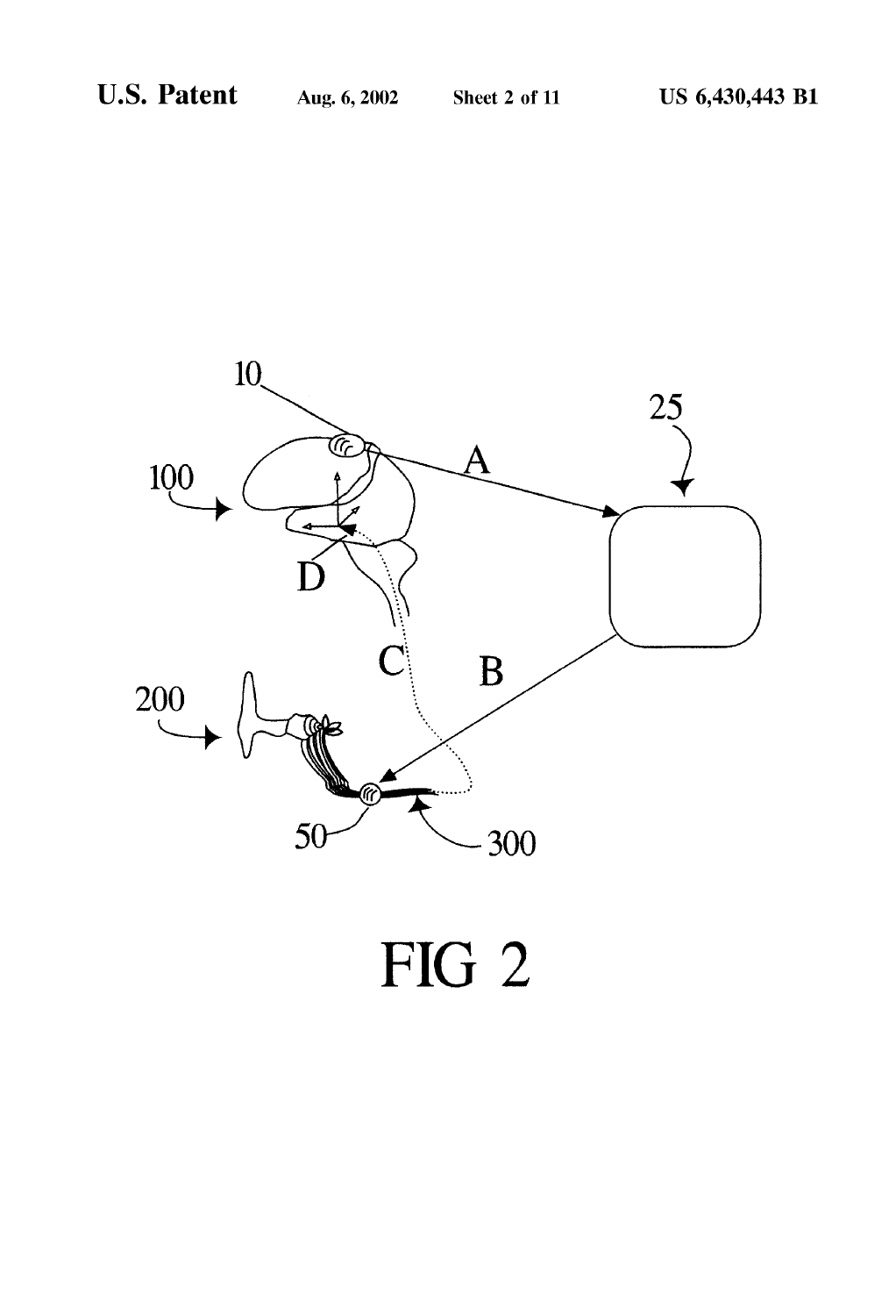FIG 2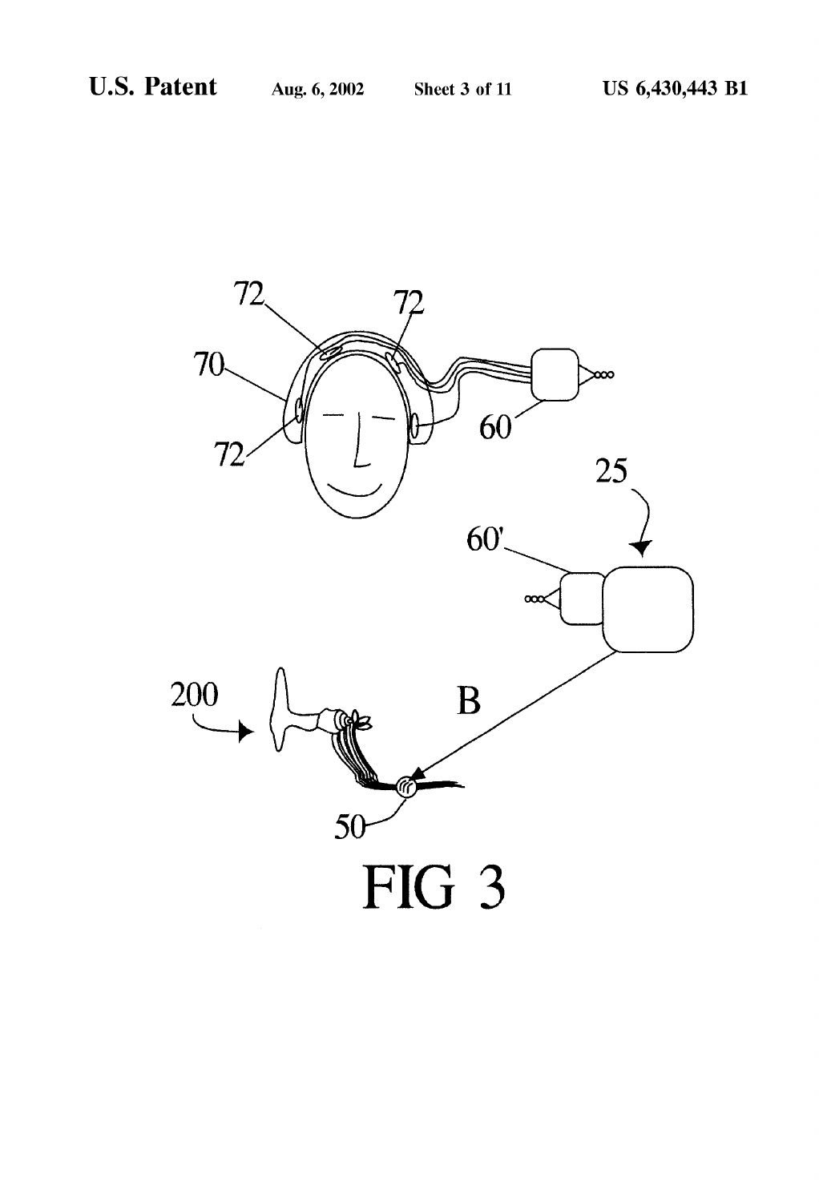FIG 3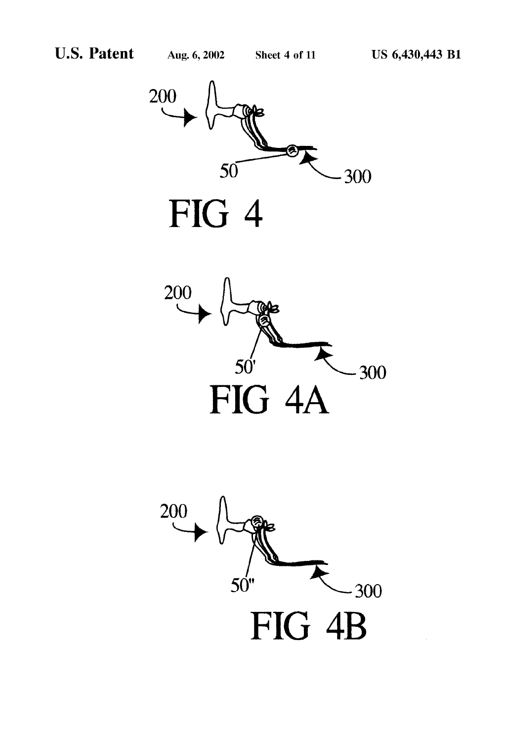200

50

300

FIG 4

200

50'

300

FIG 4A

200

50"

300

FIG 4B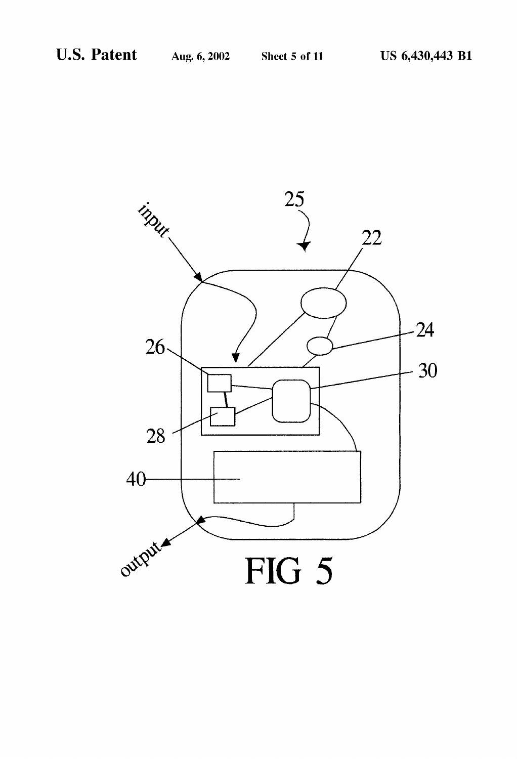FIG 5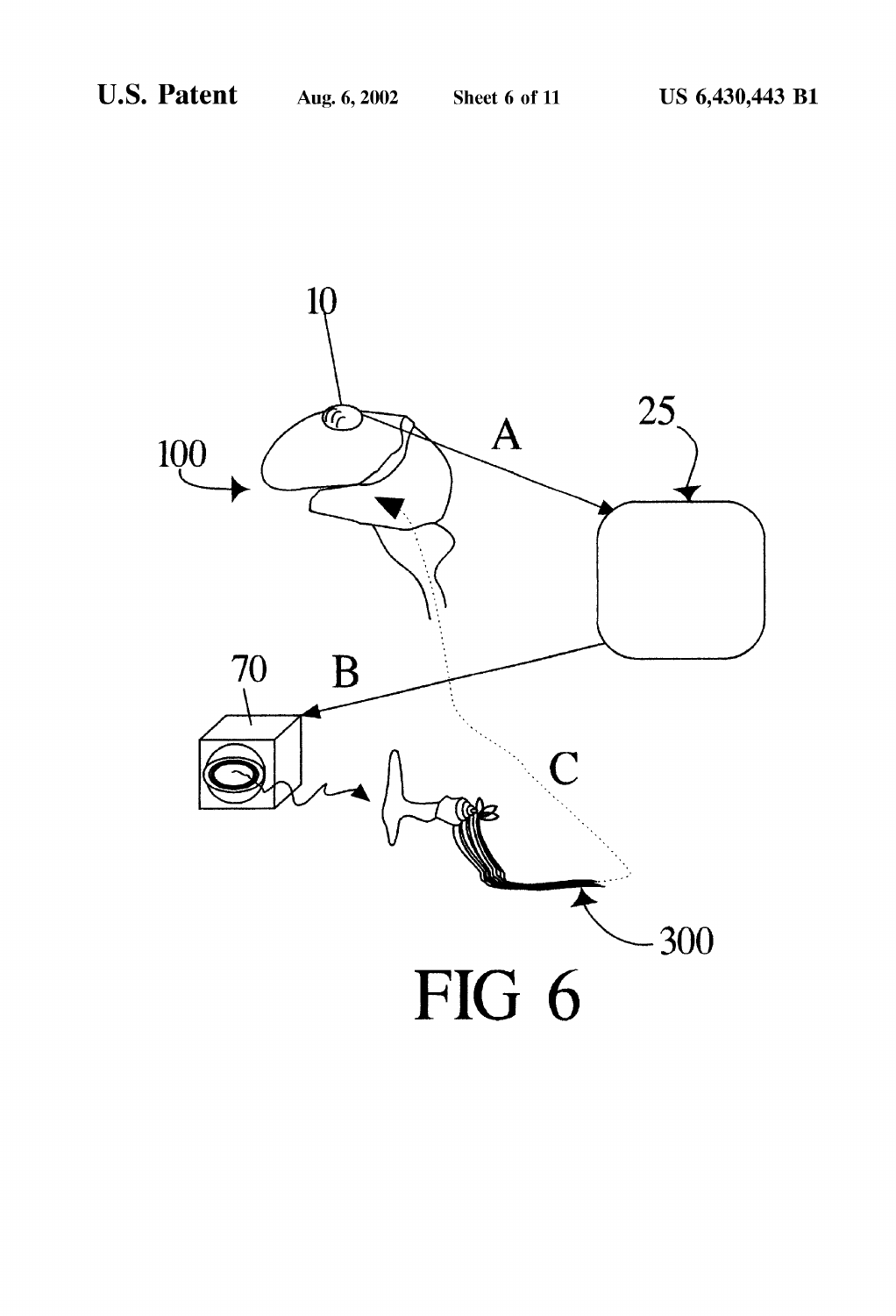FIG 6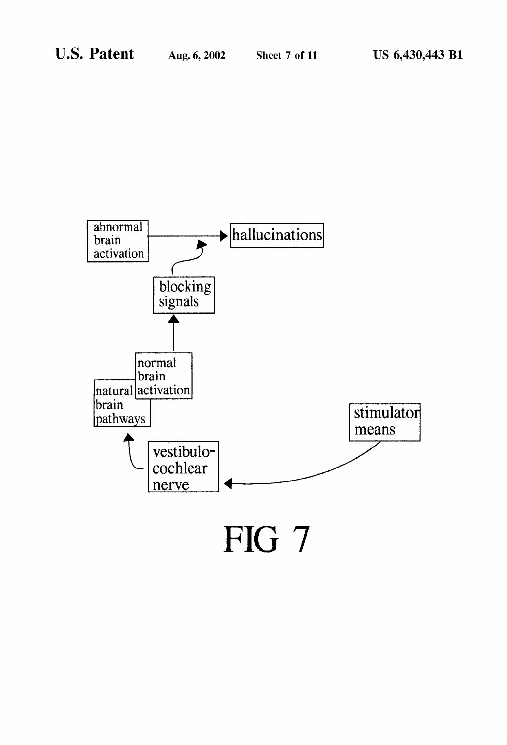abnormal brain activation

hallucinations

blocking signals

normal brain activation

natural brain pathways

stimulator means

vestibulo-cochlear nerve

FIG 7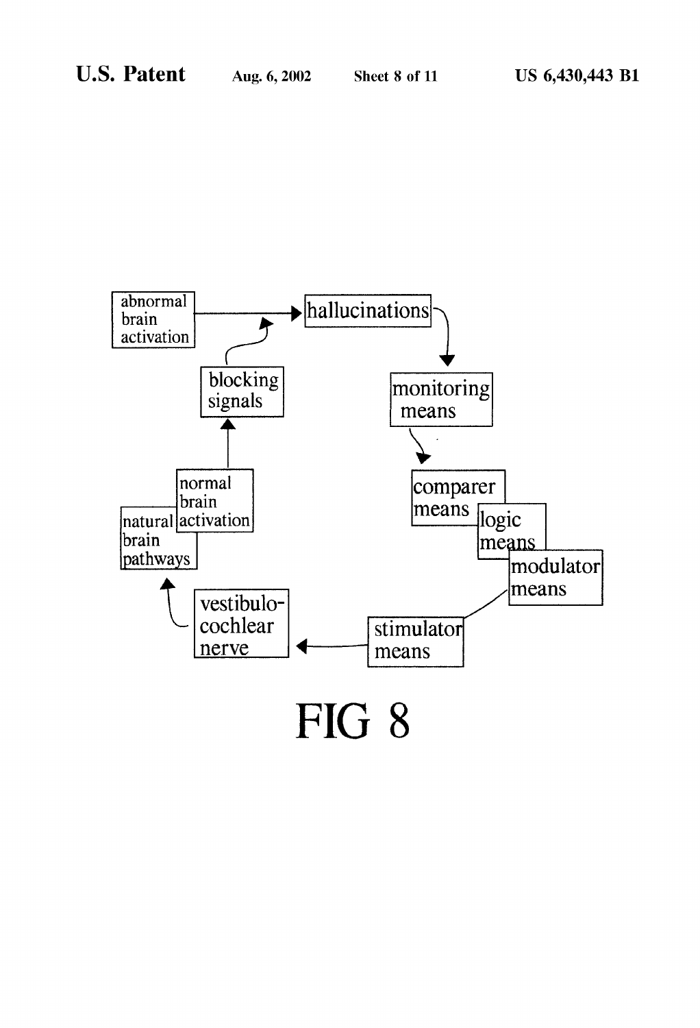abnormal brain activation

hallucinations

monitoring means

comparer means

logic means

modulator means

stimulator means

vestibulo-cochlear nerve

natural brain pathways

normal brain activation

blocking signals

FIG 8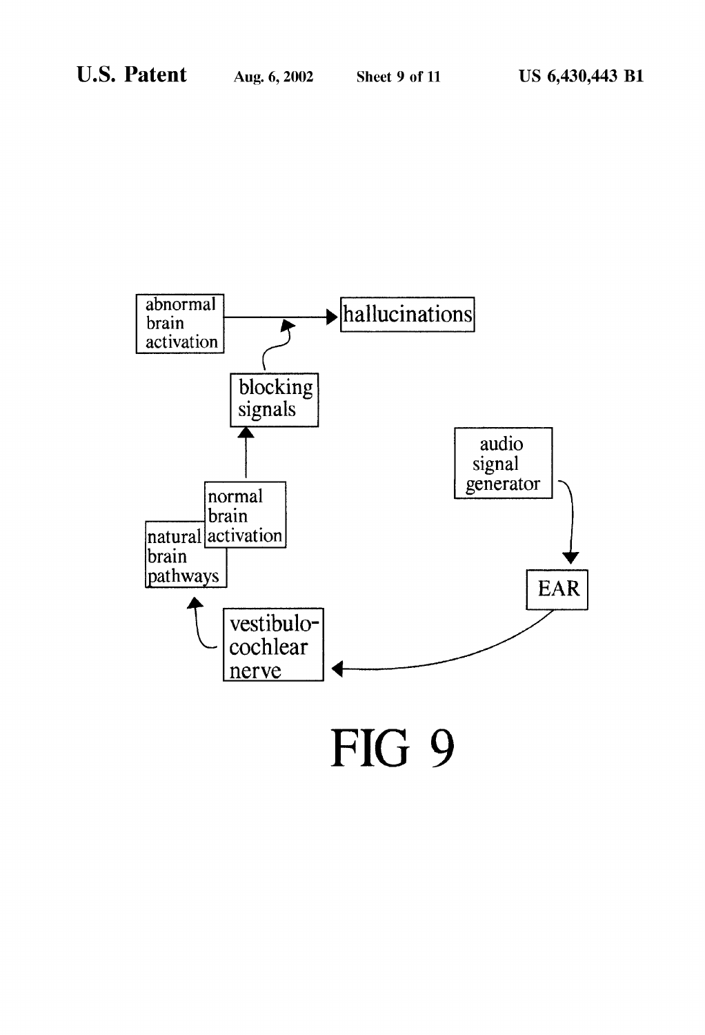abnormal brain activation → hallucinations

blocking signals

audio signal generator

normal brain activation

natural brain pathways

EAR

vestibulo-cochlear nerve

FIG 9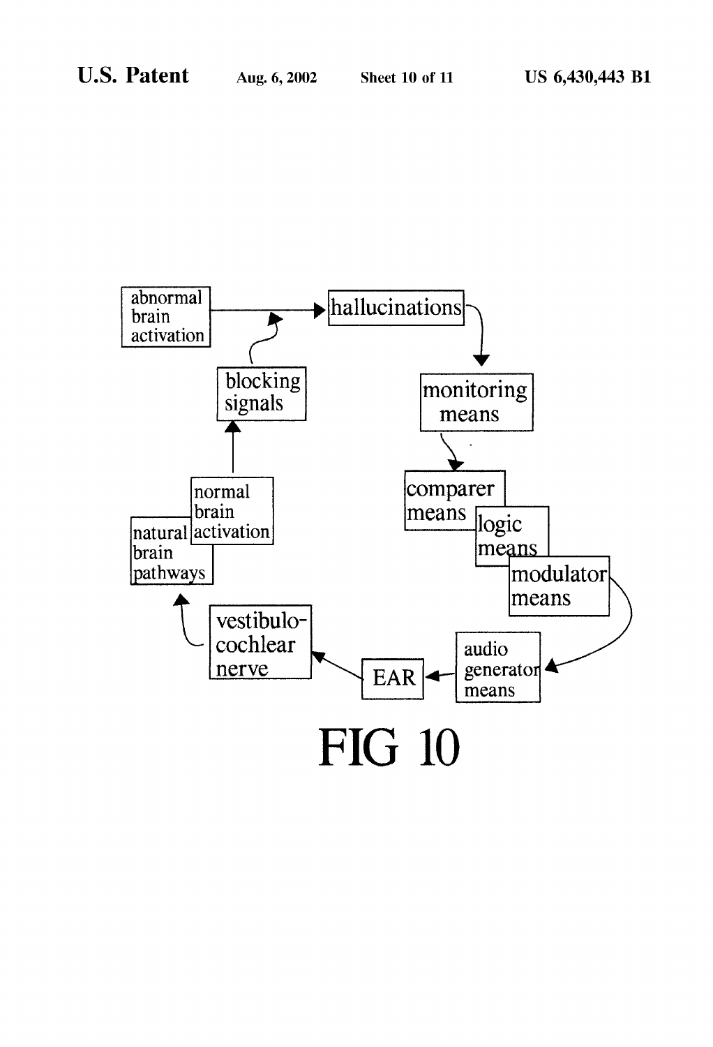abnormal brain activation → hallucinations → monitoring means → comparer means → logic means → modulator means → audio generator means → EAR → vestibulo-cochlear nerve → natural brain pathways → normal brain activation → blocking signals → (abnormal brain activation → hallucinations)

FIG 10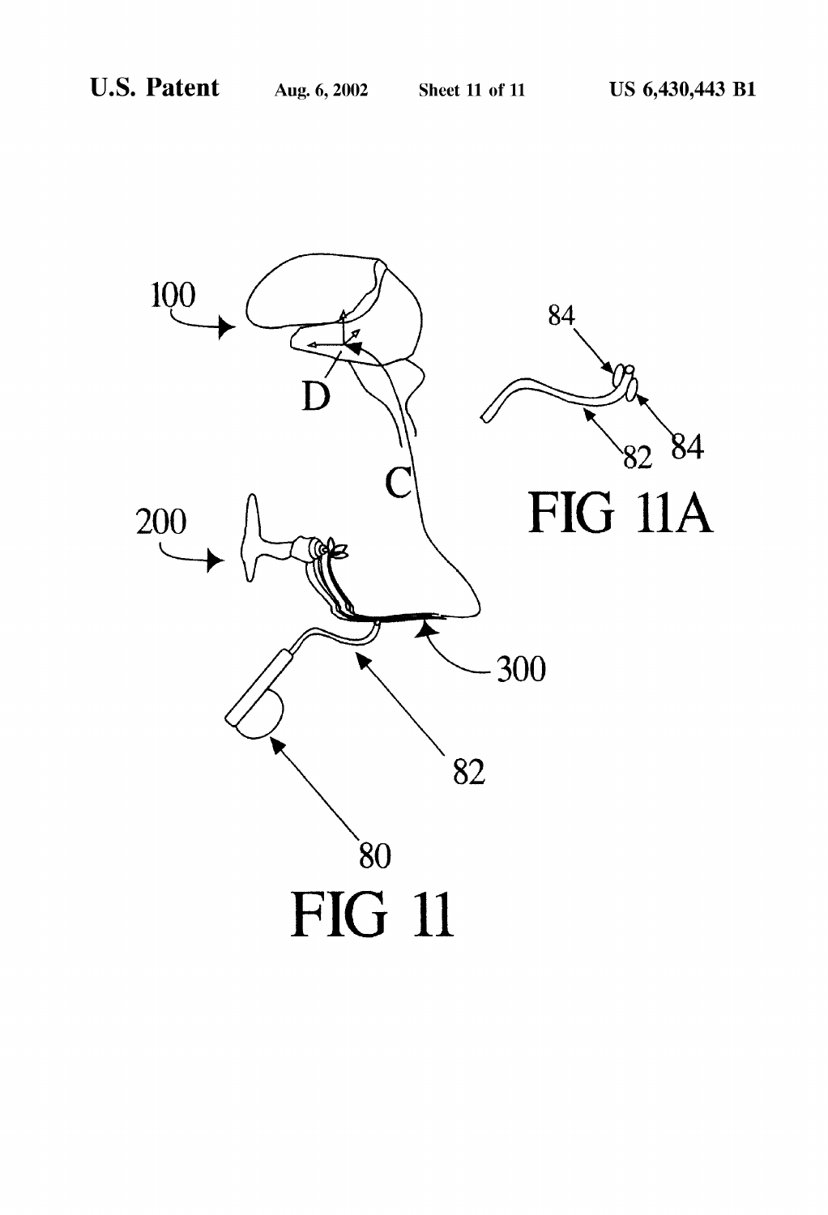FIG 11A

FIG 11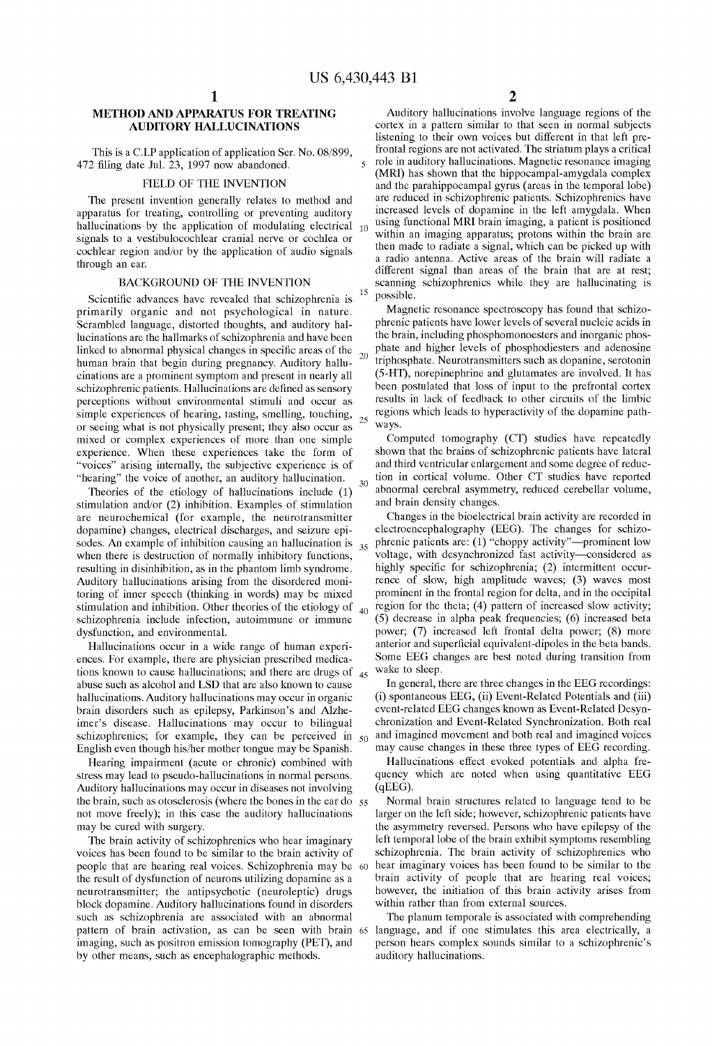# METHOD AND APPARATUS FOR TREATING AUDITORY HALLUCINATIONS

This is a C.I.P application of application Ser. No. 08/899,472 filing date Jul. 23, 1997 now abandoned.

## FIELD OF THE INVENTION

The present invention generally relates to method and apparatus for treating, controlling or preventing auditory hallucinations by the application of modulating electrical signals to a vestibulocochlear cranial nerve or cochlea or cochlear region and/or by the application of audio signals through an ear.

## BACKGROUND OF THE INVENTION

Scientific advances have revealed that schizophrenia is primarily organic and not psychological in nature. Scrambled language, distorted thoughts, and auditory hallucinations are the hallmarks of schizophrenia and have been linked to abnormal physical changes in specific areas of the human brain that begin during pregnancy. Auditory hallucinations are a prominent symptom and present in nearly all schizophrenic patients. Hallucinations are defined as sensory perceptions without environmental stimuli and occur as simple experiences of hearing, tasting, smelling, touching, or seeing what is not physically present; they also occur as mixed or complex experiences of more than one simple experience. When these experiences take the form of "voices" arising internally, the subjective experience is of "hearing" the voice of another, an auditory hallucination.

Theories of the etiology of hallucinations include (1) stimulation and/or (2) inhibition. Examples of stimulation are neurochemical (for example, the neurotransmitter dopamine) changes, electrical discharges, and seizure episodes. An example of inhibition causing an hallucination is when there is destruction of normally inhibitory functions, resulting in disinhibition, as in the phantom limb syndrome. Auditory hallucinations arising from the disordered monitoring of inner speech (thinking in words) may be mixed stimulation and inhibition. Other theories of the etiology of schizophrenia include infection, autoimmune or immune dysfunction, and environmental.

Hallucinations occur in a wide range of human experiences. For example, there are physician prescribed medications known to cause hallucinations; and there are drugs of abuse such as alcohol and LSD that are also known to cause hallucinations. Auditory hallucinations may occur in organic brain disorders such as epilepsy, Parkinson's and Alzheimer's disease. Hallucinations may occur to bilingual schizophrenics; for example, they can be perceived in English even though his/her mother tongue may be Spanish.

Hearing impairment (acute or chronic) combined with stress may lead to pseudo-hallucinations in normal persons. Auditory hallucinations may occur in diseases not involving the brain, such as otosclerosis (where the bones in the ear do not move freely); in this case the auditory hallucinations may be cured with surgery.

The brain activity of schizophrenics who hear imaginary voices has been found to be similar to the brain activity of people that are hearing real voices. Schizophrenia may be the result of dysfunction of neurons utilizing dopamine as a neurotransmitter; the antipsychotic (neuroleptic) drugs block dopamine. Auditory hallucinations found in disorders such as schizophrenia are associated with an abnormal pattern of brain activation, as can be seen with brain imaging, such as positron emission tomography (PET), and by other means, such as encephalographic methods.

Auditory hallucinations involve language regions of the cortex in a pattern similar to that seen in normal subjects listening to their own voices but different in that left prefrontal regions are not activated. The striatum plays a critical role in auditory hallucinations. Magnetic resonance imaging (MRI) has shown that the hippocampal-amygdala complex and the parahippocampal gyrus (areas in the temporal lobe) are reduced in schizophrenic patients. Schizophrenics have increased levels of dopamine in the left amygdala. When using functional MRI brain imaging, a patient is positioned within an imaging apparatus; protons within the brain are then made to radiate a signal, which can be picked up with a radio antenna. Active areas of the brain will radiate a different signal than areas of the brain that are at rest; scanning schizophrenics while they are hallucinating is possible.

Magnetic resonance spectroscopy has found that schizophrenic patients have lower levels of several nucleic acids in the brain, including phosphomonoesters and inorganic phosphate and higher levels of phosphodiesters and adenosine triphosphate. Neurotransmitters such as dopanine, serotonin (5-HT), norepinephrine and glutamates are involved. It has been postulated that loss of input to the prefrontal cortex results in lack of feedback to other circuits of the limbic regions which leads to hyperactivity of the dopamine pathways.

Computed tomography (CT) studies have repeatedly shown that the brains of schizophrenic patients have lateral and third ventricular enlargement and some degree of reduction in cortical volume. Other CT studies have reported abnormal cerebral asymmetry, reduced cerebellar volume, and brain density changes.

Changes in the bioelectrical brain activity are recorded in electroencephalography (EEG). The changes for schizophrenic patients are: (1) "choppy activity"—prominent low voltage, with desynchronized fast activity—considered as highly specific for schizophrenia; (2) intermittent occurrence of slow, high amplitude waves; (3) waves most prominent in the frontal region for delta, and in the occipital region for the theta; (4) pattern of increased slow activity; (5) decrease in alpha peak frequencies; (6) increased beta power; (7) increased left frontal delta power; (8) more anterior and superficial equivalent-dipoles in the beta bands. Some EEG changes are best noted during transition from wake to sleep.

In general, there are three changes in the EEG recordings: (i) spontaneous EEG, (ii) Event-Related Potentials and (iii) event-related EEG changes known as Event-Related Desynchronization and Event-Related Synchronization. Both real and imagined movement and both real and imagined voices may cause changes in these three types of EEG recording.

Hallucinations effect evoked potentials and alpha frequency which are noted when using quantitative EEG (qEEG).

Normal brain structures related to language tend to be larger on the left side; however, schizophrenic patients have the asymmetry reversed. Persons who have epilepsy of the left temporal lobe of the brain exhibit symptoms resembling schizophrenia. The brain activity of schizophrenics who hear imaginary voices has been found to be similar to the brain activity of people that are hearing real voices; however, the initiation of this brain activity arises from within rather than from external sources.

The planum temporale is associated with comprehending language, and if one stimulates this area electrically, a person hears complex sounds similar to a schizophrenic's auditory hallucinations.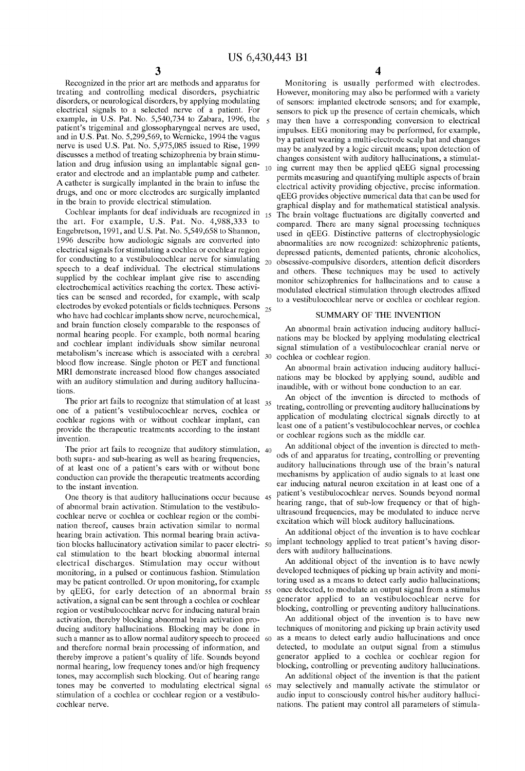Recognized in the prior art are methods and apparatus for treating and controlling medical disorders, psychiatric disorders, or neurological disorders, by applying modulating electrical signals to a selected nerve of a patient. For example, in U.S. Pat. No. 5,540,734 to Zabara, 1996, the patient's trigeminal and glossopharyngeal nerves are used, and in U.S. Pat. No. 5,299,569, to Wernicke, 1994 the vagus nerve is used U.S. Pat. No. 5,975,085 issued to Rise, 1999 discusses a method of treating schizophrenia by brain stimulation and drug infusion using an implantable signal generator and electrode and an implantable pump and catheter. A catheter is surgically implanted in the brain to infuse the drugs, and one or more electrodes are surgically implanted in the brain to provide electrical stimulation.

Cochlear implants for deaf individuals are recognized in the art. For example, U.S. Pat. No. 4,988,333 to Engebretson, 1991, and U.S. Pat. No. 5,549,658 to Shannon, 1996 describe how audiologic signals are converted into electrical signals for stimulating a cochlea or cochlear region for conducting to a vestibulocochlear nerve for simulating speech to a deaf individual. The electrical stimulations supplied by the cochlear implant give rise to ascending electrochemical activities reaching the cortex. These activities can be sensed and recorded, for example, with scalp electrodes by evoked potentials or fields techniques. Persons who have had cochlear implants show nerve, neurochemical, and brain function closely comparable to the responses of normal hearing people. For example, both normal hearing and cochlear implant individuals show similar neuronal metabolism's increase which is associated with a cerebral blood flow increase. Single photon or PET and functional MRI demonstrate increased blood flow changes associated with an auditory stimulation and during auditory hallucinations.

The prior art fails to recognize that stimulation of at least one of a patient's vestibulocochlear nerves, cochlea or cochlear regions with or without cochlear implant, can provide the therapeutic treatments according to the instant invention.

The prior art fails to recognize that auditory stimulation, both supra- and sub-hearing as well as hearing frequencies, of at least one of a patient's ears with or without bone conduction can provide the therapeutic treatments according to the instant invention.

One theory is that auditory hallucinations occur because of abnormal brain activation. Stimulation to the vestibulocochlear nerve or cochlea or cochlear region or the combination thereof, causes brain activation similar to normal hearing brain activation. This normal hearing brain activation blocks hallucinatory activation similar to pacer electrical stimulation to the heart blocking abnormal internal electrical discharges. Stimulation may occur without monitoring, in a pulsed or continuous fashion. Stimulation may be patient controlled. Or upon monitoring, for example by qEEG, for early detection of an abnormal brain activation, a signal can be sent through a cochlea or cochlear region or vestibulocochlear nerve for inducing natural brain activation, thereby blocking abnormal brain activation producing auditory hallucinations. Blocking may be done in such a manner as to allow normal auditory speech to proceed and therefore normal brain processing of information, and thereby improve a patient's quality of life. Sounds beyond normal hearing, low frequency tones and/or high frequency tones, may accomplish such blocking. Out of hearing range tones may be converted to modulating electrical signal stimulation of a cochlea or cochlear region or a vestibulocochlear nerve.

Monitoring is usually performed with electrodes. However, monitoring may also be performed with a variety of sensors: implanted electrode sensors; and for example, sensors to pick up the presence of certain chemicals, which may then have a corresponding conversion to electrical impulses. EEG monitoring may be performed, for example, by a patient wearing a multi-electrode scalp hat and changes may be analyzed by a logic circuit means; upon detection of changes consistent with auditory hallucinations, a stimulating current may then be applied qEEG signal processing permits measuring and quantifying multiple aspects of brain electrical activity providing objective, precise information. qEEG provides objective numerical data that can be used for graphical display and for mathematical statistical analysis. The brain voltage fluctuations are digitally converted and compared. There are many signal processing techniques used in qEEG. Distinctive patterns of electrophysiologic abnormalities are now recognized: schizophrenic patients, depressed patients, demented patients, chronic alcoholics, obsessive-compulsive disorders, attention deficit disorders and others. These techniques may be used to actively monitor schizophrenics for hallucinations and to cause a modulated electrical stimulation through electrodes affixed to a vestibulocochlear nerve or cochlea or cochlear region.

## SUMMARY OF THE INVENTION

An abnormal brain activation inducing auditory hallucinations may be blocked by applying modulating electrical signal stimulation of a vestibulocochlear cranial nerve or cochlea or cochlear region.

An abnormal brain activation inducing auditory hallucinations may be blocked by applying sound, audible and inaudible, with or without bone conduction to an ear.

An object of the invention is directed to methods of treating, controlling or preventing auditory hallucinations by application of modulating electrical signals directly to at least one of a patient's vestibulocochlear nerves, or cochlea or cochlear regions such as the middle ear.

An additional object of the invention is directed to methods of and apparatus for treating, controlling or preventing auditory hallucinations through use of the brain's natural mechanisms by application of audio signals to at least one ear inducing natural neuron excitation in at least one of a patient's vestibulocochlear nerves. Sounds beyond normal hearing range, that of sub-low frequency or that of high-ultrasound frequencies, may be modulated to induce nerve excitation which will block auditory hallucinations.

An additional object of the invention is to have cochlear implant technology applied to treat patient's having disorders with auditory hallucinations.

An additional object of the invention is to have newly developed techniques of picking up brain activity and monitoring used as a means to detect early audio hallucinations; once detected, to modulate an output signal from a stimulus generator applied to an vestibulocochlear nerve for blocking, controlling or preventing auditory hallucinations.

An additional object of the invention is to have new techniques of monitoring and picking up brain activity used as a means to detect early audio hallucinations and once detected, to modulate an output signal from a stimulus generator applied to a cochlea or cochlear region for blocking, controlling or preventing auditory hallucinations.

An additional object of the invention is that the patient may selectively and manually activate the stimulator or audio input to consciously control his/her auditory hallucinations. The patient may control all parameters of stimula-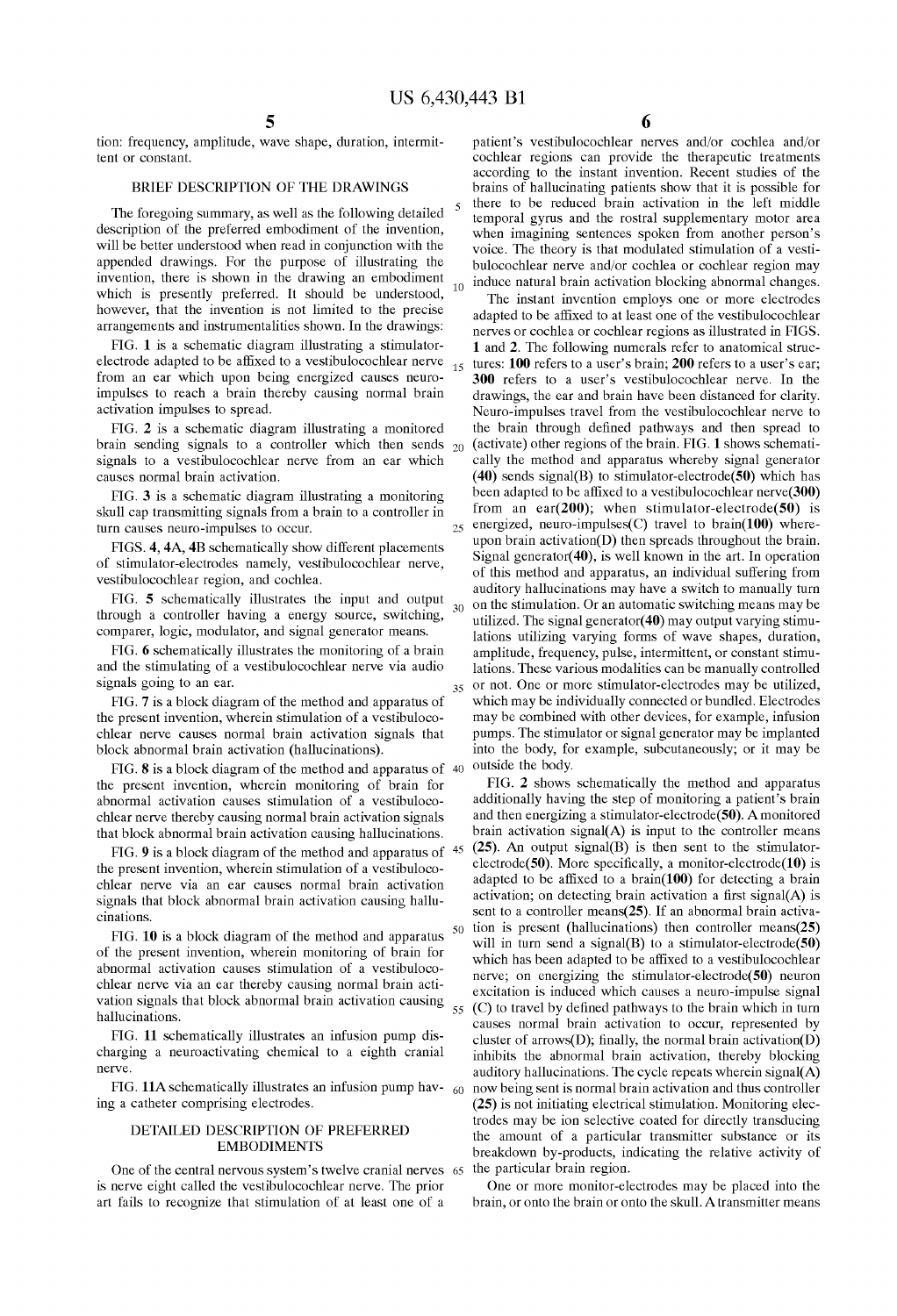tion: frequency, amplitude, wave shape, duration, intermittent or constant.

## BRIEF DESCRIPTION OF THE DRAWINGS

The foregoing summary, as well as the following detailed description of the preferred embodiment of the invention, will be better understood when read in conjunction with the appended drawings. For the purpose of illustrating the invention, there is shown in the drawing an embodiment which is presently preferred. It should be understood, however, that the invention is not limited to the precise arrangements and instrumentalities shown. In the drawings:

FIG. 1 is a schematic diagram illustrating a stimulator-electrode adapted to be affixed to a vestibulocochlear nerve from an ear which upon being energized causes neuro-impulses to reach a brain thereby causing normal brain activation impulses to spread.

FIG. 2 is a schematic diagram illustrating a monitored brain sending signals to a controller which then sends signals to a vestibulocochlear nerve from an ear which causes normal brain activation.

FIG. 3 is a schematic diagram illustrating a monitoring skull cap transmitting signals from a brain to a controller in turn causes neuro-impulses to occur.

FIGS. 4, 4A, 4B schematically show different placements of stimulator-electrodes namely, vestibulocochlear nerve, vestibulocochlear region, and cochlea.

FIG. 5 schematically illustrates the input and output through a controller having a energy source, switching, comparer, logic, modulator, and signal generator means.

FIG. 6 schematically illustrates the monitoring of a brain and the stimulating of a vestibulocochlear nerve via audio signals going to an ear.

FIG. 7 is a block diagram of the method and apparatus of the present invention, wherein stimulation of a vestibulocochlear nerve causes normal brain activation signals that block abnormal brain activation (hallucinations).

FIG. 8 is a block diagram of the method and apparatus of the present invention, wherein monitoring of brain for abnormal activation causes stimulation of a vestibulocochlear nerve thereby causing normal brain activation signals that block abnormal brain activation causing hallucinations.

FIG. 9 is a block diagram of the method and apparatus of the present invention, wherein stimulation of a vestibulocochlear nerve via an ear causes normal brain activation signals that block abnormal brain activation causing hallucinations.

FIG. 10 is a block diagram of the method and apparatus of the present invention, wherein monitoring of brain for abnormal activation causes stimulation of a vestibulocochlear nerve via an ear thereby causing normal brain activation signals that block abnormal brain activation causing hallucinations.

FIG. 11 schematically illustrates an infusion pump discharging a neuroactivating chemical to a eighth cranial nerve.

FIG. 11A schematically illustrates an infusion pump having a catheter comprising electrodes.

## DETAILED DESCRIPTION OF PREFERRED EMBODIMENTS

One of the central nervous system's twelve cranial nerves is nerve eight called the vestibulocochlear nerve. The prior art fails to recognize that stimulation of at least one of a patient's vestibulocochlear nerves and/or cochlea and/or cochlear regions can provide the therapeutic treatments according to the instant invention. Recent studies of the brains of hallucinating patients show that it is possible for there to be reduced brain activation in the left middle temporal gyrus and the rostral supplementary motor area when imagining sentences spoken from another person's voice. The theory is that modulated stimulation of a vestibulocochlear nerve and/or cochlea or cochlear region may induce natural brain activation blocking abnormal changes.

The instant invention employs one or more electrodes adapted to be affixed to at least one of the vestibulocochlear nerves or cochlea or cochlear regions as illustrated in FIGS. 1 and 2. The following numerals refer to anatomical structures: **100** refers to a user's brain; **200** refers to a user's ear; **300** refers to a user's vestibulocochlear nerve. In the drawings, the ear and brain have been distanced for clarity. Neuro-impulses travel from the vestibulocochlear nerve to the brain through defined pathways and then spread to (activate) other regions of the brain. FIG. 1 shows schematically the method and apparatus whereby signal generator (**40**) sends signal(B) to stimulator-electrode(**50**) which has been adapted to be affixed to a vestibulocochlear nerve(**300**) from an ear(**200**); when stimulator-electrode(**50**) is energized, neuro-impulses(C) travel to brain(**100**) whereupon brain activation(D) then spreads throughout the brain. Signal generator(**40**), is well known in the art. In operation of this method and apparatus, an individual suffering from auditory hallucinations may have a switch to manually turn on the stimulation. Or an automatic switching means may be utilized. The signal generator(**40**) may output varying stimulations utilizing varying forms of wave shapes, duration, amplitude, frequency, pulse, intermittent, or constant stimulations. These various modalities can be manually controlled or not. One or more stimulator-electrodes may be utilized, which may be individually connected or bundled. Electrodes may be combined with other devices, for example, infusion pumps. The stimulator or signal generator may be implanted into the body, for example, subcutaneously; or it may be outside the body.

FIG. 2 shows schematically the method and apparatus additionally having the step of monitoring a patient's brain and then energizing a stimulator-electrode(**50**). A monitored brain activation signal(A) is input to the controller means (**25**). An output signal(B) is then sent to the stimulator-electrode(**50**). More specifically, a monitor-electrode(**10**) is adapted to be affixed to a brain(**100**) for detecting a brain activation; on detecting brain activation a first signal(A) is sent to a controller means(**25**). If an abnormal brain activation is present (hallucinations) then controller means(**25**) will in turn send a signal(B) to a stimulator-electrode(**50**) which has been adapted to be affixed to a vestibulocochlear nerve; on energizing the stimulator-electrode(**50**) neuron excitation is induced which causes a neuro-impulse signal (C) to travel by defined pathways to the brain which in turn causes normal brain activation to occur, represented by cluster of arrows(D); finally, the normal brain activation(D) inhibits the abnormal brain activation, thereby blocking auditory hallucinations. The cycle repeats wherein signal(A) now being sent is normal brain activation and thus controller (**25**) is not initiating electrical stimulation. Monitoring electrodes may be ion selective coated for directly transducing the amount of a particular transmitter substance or its breakdown by-products, indicating the relative activity of the particular brain region.

One or more monitor-electrodes may be placed into the brain, or onto the brain or onto the skull. A transmitter means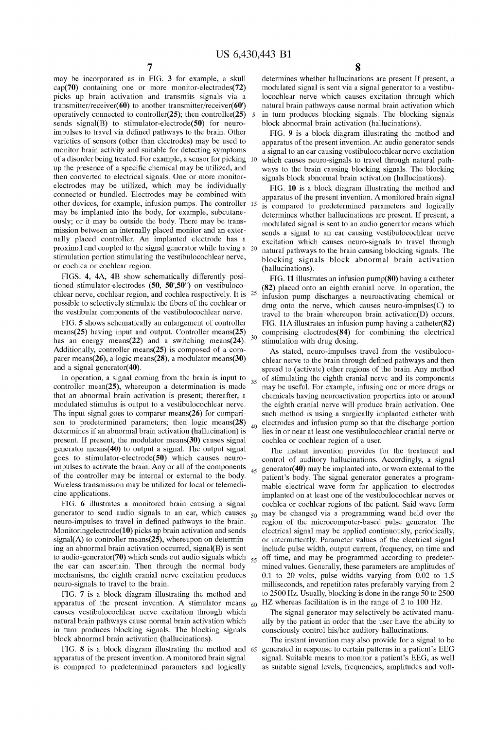may be incorporated as in FIG. 3 for example, a skull cap(70) containing one or more monitor-electrodes(72) picks up brain activation and transmits signals via a transmitter/receiver(60) to another transmitter/receiver(60') operatively connected to controller(25); then controller(25) sends signal(B) to stimulator-electrode(50) for neuro-impulses to travel via defined pathways to the brain. Other varieties of sensors (other than electrodes) may be used to monitor brain activity and suitable for detecting symptoms of a disorder being treated. For example, a sensor for picking up the presence of a specific chemical may be utilized, and then converted to electrical signals. One or more monitor-electrodes may be utilized, which may be individually connected or bundled. Electrodes may be combined with other devices, for example, infusion pumps. The controller may be implanted into the body, for example, subcutaneously; or it may be outside the body. There may be transmission between an internally placed monitor and an externally placed controller. An implanted electrode has a proximal end coupled to the signal generator while having a stimulation portion stimulating the vestibulocochlear nerve, or cochlea or cochlear region.

FIGS. 4, 4A, 4B show schematically differently positioned stimulator-electrodes (50, 50',50") on vestibulocochlear nerve, cochlear region, and cochlea respectively. It is possible to selectively stimulate the fibers of the cochlear or the vestibular components of the vestibulocochlear nerve.

FIG. 5 shows schematically an enlargement of controller means(25) having input and output. Controller means(25) has an energy means(22) and a switching means(24). Additionally, controller means(25) is composed of a comparer means(26), a logic means(28), a modulator means(30) and a signal generator(40).

In operation, a signal coming from the brain is input to controller mean(25), whereupon a determination is made that an abnormal brain activation is present; thereafter, a modulated stimulus is output to a vestibulocochlear nerve. The input signal goes to comparer means(26) for comparison to predetermined parameters; then logic means(28) determines if an abnormal brain activation (hallucination) is present. If present, the modulator means(30) causes signal generator means(40) to output a signal. The output signal goes to stimulator-electrode(50) which causes neuro-impulses to activate the brain. Any or all of the components of the controller may be internal or external to the body. Wireless transmission may be utilized for local or telemedicine applications.

FIG. 6 illustrates a monitored brain causing a signal generator to send audio signals to an ear, which causes neuro-impulses to travel in defined pathways to the brain. Monitoringelectrode(10) picks up brain activation and sends signal(A) to controller means(25), whereupon on determining an abnormal brain activation occurred, signal(B) is sent to audio-generator(70) which sends out audio signals which the ear can ascertain. Then through the normal body mechanisms, the eighth cranial nerve excitation produces neuro-signals to travel to the brain.

FIG. 7 is a block diagram illustrating the method and apparatus of the present invention. A stimulator means causes vestibulocochlear nerve excitation through which natural brain pathways cause normal brain activation which in turn produces blocking signals. The blocking signals block abnormal brain activation (hallucinations).

FIG. 8 is a block diagram illustrating the method and apparatus of the present invention. A monitored brain signal is compared to predetermined parameters and logically determines whether hallucinations are present If present, a modulated signal is sent via a signal generator to a vestibulocochlear nerve which causes excitation through which natural brain pathways cause normal brain activation which in turn produces blocking signals. The blocking signals block abnormal brain activation (hallucinations).

FIG. 9 is a block diagram illustrating the method and apparatus of the present invention. An audio generator sends a signal to an ear causing vestibulocochlear nerve excitation which causes neuro-signals to travel through natural pathways to the brain causing blocking signals. The blocking signals block abnormal brain activation (hallucinations).

FIG. 10 is a block diagram illustrating the method and apparatus of the present invention. A monitored brain signal is compared to predetermined parameters and logically determines whether hallucinations are present. If present, a modulated signal is sent to an audio generator means which sends a signal to an ear causing vestibulocochlear nerve excitation which causes neuro-signals to travel through natural pathways to the brain causing blocking signals. The blocking signals block abnormal brain activation (hallucinations).

FIG. 11 illustrates an infusion pump(80) having a catheter (82) placed onto an eighth cranial nerve. In operation, the infusion pump discharges a neuroactivating chemical or drug onto the nerve, which causes neuro-impulses(C) to travel to the brain whereupon brain activation(D) occurs. FIG. 11A illustrates an infusion pump having a catheter(82) comprising electrodes(84) for combining the electrical stimulation with drug dosing.

As stated, neuro-impulses travel from the vestibulocochlear nerve to the brain through defined pathways and then spread to (activate) other regions of the brain. Any method of stimulating the eighth cranial nerve and its components may be useful. For example, infusing one or more drugs or chemicals having neuroactivation properties into or around the eighth cranial nerve will produce brain activation. One such method is using a surgically implanted catheter with electrodes and infusion pump so that the discharge portion lies in or near at least one vestibulocochlear cranial nerve or cochlea or cochlear region of a user.

The instant invention provides for the treatment and control of auditory hallucinations. Accordingly, a signal generator(40) may be implanted into, or worn external to the patient's body. The signal generator generates a programmable electrical wave form for application to electrodes implanted on at least one of the vestibulocochlear nerves or cochlea or cochlear regions of the patient. Said wave form may be changed via a programming wand held over the region of the microcomputer-based pulse generator. The electrical signal may be applied continuously, periodically, or intermittently. Parameter values of the electrical signal include pulse width, output current, frequency, on time and off time, and may be programmed according to predetermined values. Generally, these parameters are amplitudes of 0.1 to 20 volts, pulse widths varying from 0.02 to 1.5 milliseconds, and repetition rates preferably varying from 2 to 2500 Hz. Usually, blocking is done in the range 50 to 2500 HZ whereas facilitation is in the range of 2 to 100 Hz.

The signal generator may selectively be activated manually by the patient in order that the user have the ability to consciously control his/her auditory hallucinations.

The instant invention may also provide for a signal to be generated in response to certain patterns in a patient's EEG signal. Suitable means to monitor a patient's EEG, as well as suitable signal levels, frequencies, amplitudes and volt-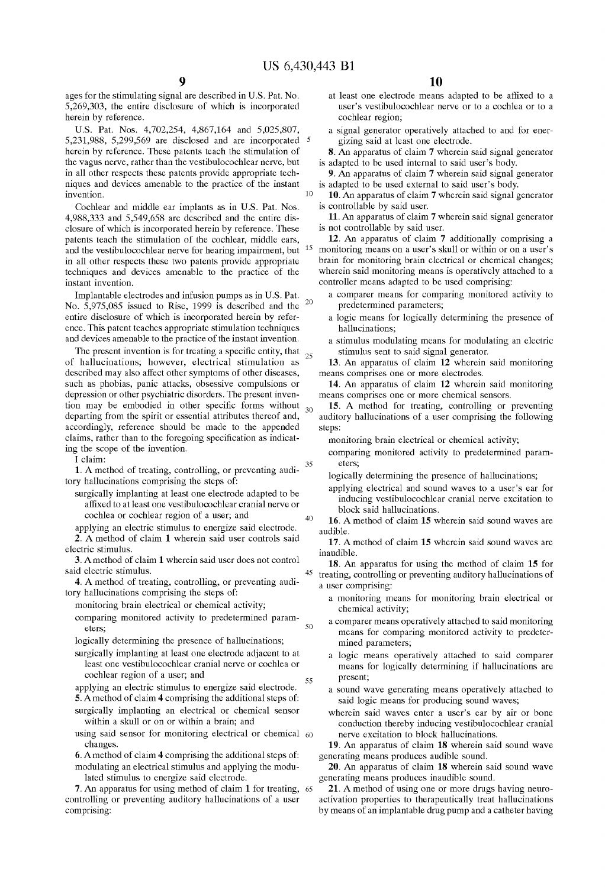ages for the stimulating signal are described in U.S. Pat. No. 5,269,303, the entire disclosure of which is incorporated herein by reference.

U.S. Pat. Nos. 4,702,254, 4,867,164 and 5,025,807, 5,231,988, 5,299,569 are disclosed and are incorporated herein by reference. These patents teach the stimulation of the vagus nerve, rather than the vestibulocochlear nerve, but in all other respects these patents provide appropriate techniques and devices amenable to the practice of the instant invention.

Cochlear and middle ear implants as in U.S. Pat. Nos. 4,988,333 and 5,549,658 are described and the entire disclosure of which is incorporated herein by reference. These patents teach the stimulation of the cochlear, middle ears, and the vestibulocochlear nerve for hearing impairment, but in all other respects these two patents provide appropriate techniques and devices amenable to the practice of the instant invention.

Implantable electrodes and infusion pumps as in U.S. Pat. No. 5,975,085 issued to Rise, 1999 is described and the entire disclosure of which is incorporated herein by reference. This patent teaches appropriate stimulation techniques and devices amenable to the practice of the instant invention.

The present invention is for treating a specific entity, that of hallucinations; however, electrical stimulation as described may also affect other symptoms of other diseases, such as phobias, panic attacks, obsessive compulsions or depression or other psychiatric disorders. The present invention may be embodied in other specific forms without departing from the spirit or essential attributes thereof and, accordingly, reference should be made to the appended claims, rather than to the foregoing specification as indicating the scope of the invention.

I claim:

1. A method of treating, controlling, or preventing auditory hallucinations comprising the steps of:
   - surgically implanting at least one electrode adapted to be affixed to at least one vestibulocochlear cranial nerve or cochlea or cochlear region of a user; and
   - applying an electric stimulus to energize said electrode.

2. A method of claim 1 wherein said user controls said electric stimulus.

3. A method of claim 1 wherein said user does not control said electric stimulus.

4. A method of treating, controlling, or preventing auditory hallucinations comprising the steps of:
   - monitoring brain electrical or chemical activity;
   - comparing monitored activity to predetermined parameters;
   - logically determining the presence of hallucinations;
   - surgically implanting at least one electrode adjacent to at least one vestibulocochlear cranial nerve or cochlea or cochlear region of a user; and
   - applying an electric stimulus to energize said electrode.

5. A method of claim 4 comprising the additional steps of:
   - surgically implanting an electrical or chemical sensor within a skull or on or within a brain; and
   - using said sensor for monitoring electrical or chemical changes.

6. A method of claim 4 comprising the additional steps of:
   - modulating an electrical stimulus and applying the modulated stimulus to energize said electrode.

7. An apparatus for using method of claim 1 for treating, controlling or preventing auditory hallucinations of a user comprising:
   - at least one electrode means adapted to be affixed to a user's vestibulocochlear nerve or to a cochlea or to a cochlear region;
   - a signal generator operatively attached to and for energizing said at least one electrode.

8. An apparatus of claim 7 wherein said signal generator is adapted to be used internal to said user's body.

9. An apparatus of claim 7 wherein said signal generator is adapted to be used external to said user's body.

10. An apparatus of claim 7 wherein said signal generator is controllable by said user.

11. An apparatus of claim 7 wherein said signal generator is not controllable by said user.

12. An apparatus of claim 7 additionally comprising a monitoring means on a user's skull or within or on a user's brain for monitoring brain electrical or chemical changes; wherein said monitoring means is operatively attached to a controller means adapted to be used comprising:
   - a comparer means for comparing monitored activity to predetermined parameters;
   - a logic means for logically determining the presence of hallucinations;
   - a stimulus modulating means for modulating an electric stimulus sent to said signal generator.

13. An apparatus of claim 12 wherein said monitoring means comprises one or more electrodes.

14. An apparatus of claim 12 wherein said monitoring means comprises one or more chemical sensors.

15. A method for treating, controlling or preventing auditory hallucinations of a user comprising the following steps:
   - monitoring brain electrical or chemical activity;
   - comparing monitored activity to predetermined parameters;
   - logically determining the presence of hallucinations;
   - applying electrical and sound waves to a user's ear for inducing vestibulocochlear cranial nerve excitation to block said hallucinations.

16. A method of claim 15 wherein said sound waves are audible.

17. A method of claim 15 wherein said sound waves are inaudible.

18. An apparatus for using the method of claim 15 for treating, controlling or preventing auditory hallucinations of a user comprising:
   - a monitoring means for monitoring brain electrical or chemical activity;
   - a comparer means operatively attached to said monitoring means for comparing monitored activity to predetermined parameters;
   - a logic means operatively attached to said comparer means for logically determining if hallucinations are present;
   - a sound wave generating means operatively attached to said logic means for producing sound waves;
   - wherein said waves enter a user's ear by air or bone conduction thereby inducing vestibulocochlear cranial nerve excitation to block hallucinations.

19. An apparatus of claim 18 wherein said sound wave generating means produces audible sound.

20. An apparatus of claim 18 wherein said sound wave generating means produces inaudible sound.

21. A method of using one or more drugs having neuroactivation properties to therapeutically treat hallucinations by means of an implantable drug pump and a catheter having